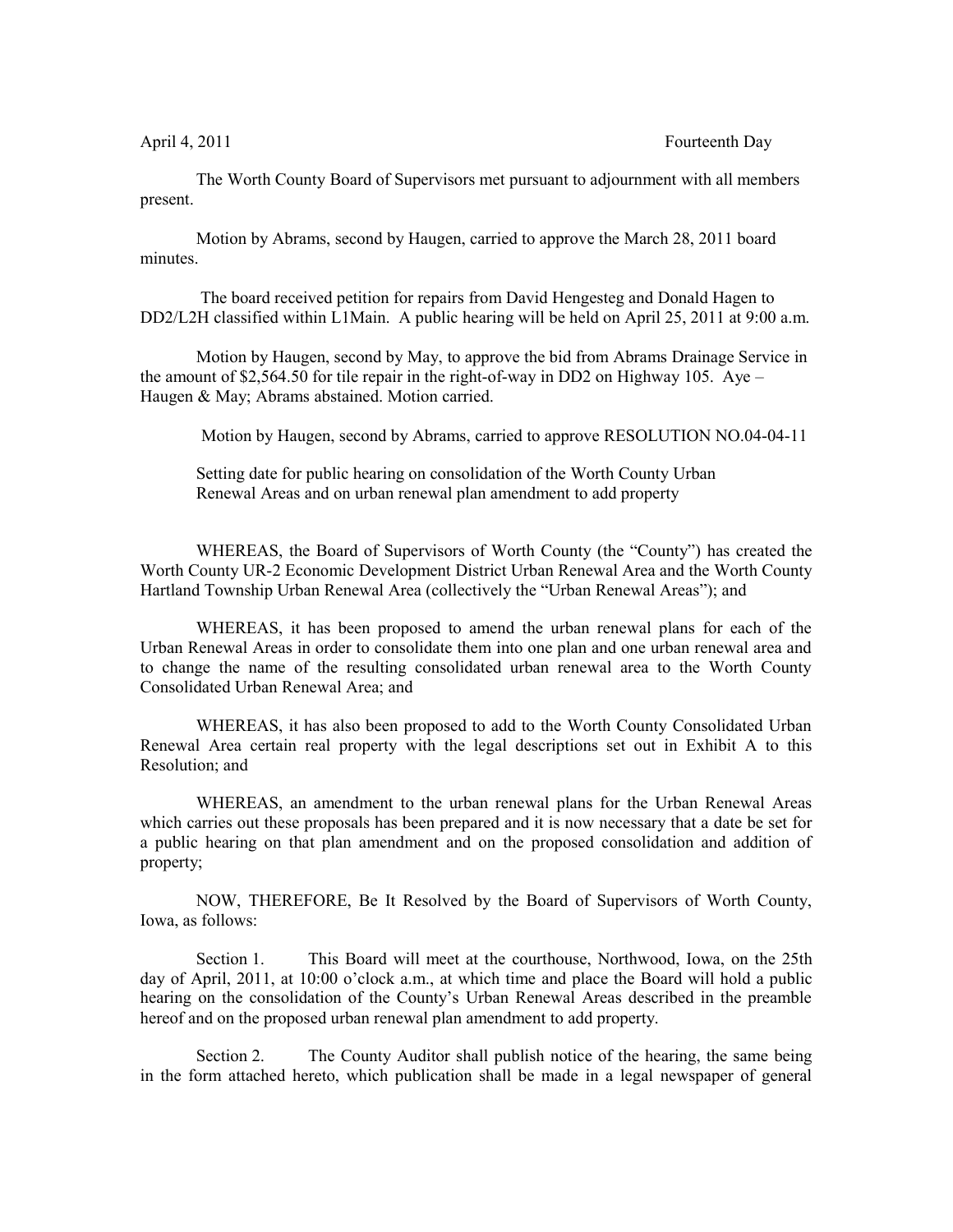April 4, 2011 Fourteenth Day

The Worth County Board of Supervisors met pursuant to adjournment with all members present.

Motion by Abrams, second by Haugen, carried to approve the March 28, 2011 board minutes.

The board received petition for repairs from David Hengesteg and Donald Hagen to DD2/L2H classified within L1Main. A public hearing will be held on April 25, 2011 at 9:00 a.m.

Motion by Haugen, second by May, to approve the bid from Abrams Drainage Service in the amount of $2,564.50 for tile repair in the right-of-way in DD2 on Highway 105. Aye – Haugen & May; Abrams abstained. Motion carried.

Motion by Haugen, second by Abrams, carried to approve RESOLUTION NO.04-04-11

Setting date for public hearing on consolidation of the Worth County Urban Renewal Areas and on urban renewal plan amendment to add property

WHEREAS, the Board of Supervisors of Worth County (the "County") has created the Worth County UR-2 Economic Development District Urban Renewal Area and the Worth County Hartland Township Urban Renewal Area (collectively the "Urban Renewal Areas"); and

WHEREAS, it has been proposed to amend the urban renewal plans for each of the Urban Renewal Areas in order to consolidate them into one plan and one urban renewal area and to change the name of the resulting consolidated urban renewal area to the Worth County Consolidated Urban Renewal Area; and

WHEREAS, it has also been proposed to add to the Worth County Consolidated Urban Renewal Area certain real property with the legal descriptions set out in Exhibit A to this Resolution; and

WHEREAS, an amendment to the urban renewal plans for the Urban Renewal Areas which carries out these proposals has been prepared and it is now necessary that a date be set for a public hearing on that plan amendment and on the proposed consolidation and addition of property;

NOW, THEREFORE, Be It Resolved by the Board of Supervisors of Worth County, Iowa, as follows:

Section 1. This Board will meet at the courthouse, Northwood, Iowa, on the 25th day of April, 2011, at 10:00 o'clock a.m., at which time and place the Board will hold a public hearing on the consolidation of the County's Urban Renewal Areas described in the preamble hereof and on the proposed urban renewal plan amendment to add property.

Section 2. The County Auditor shall publish notice of the hearing, the same being in the form attached hereto, which publication shall be made in a legal newspaper of general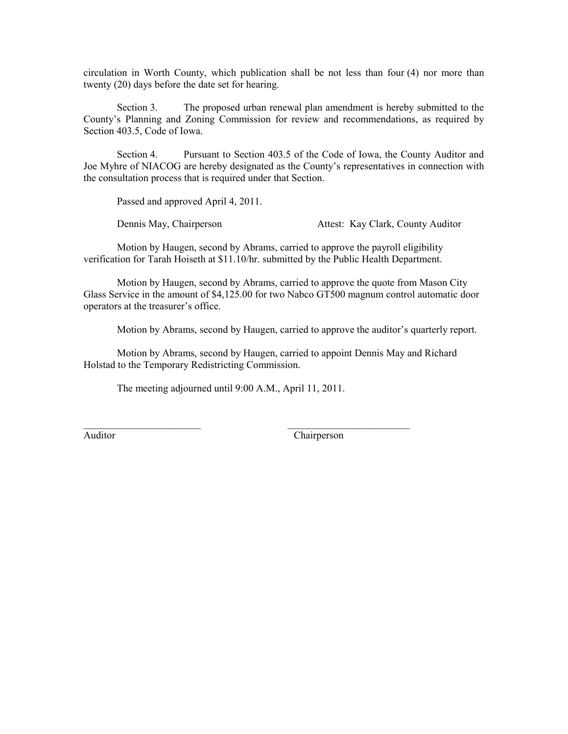circulation in Worth County, which publication shall be not less than four (4) nor more than twenty (20) days before the date set for hearing.

Section 3. The proposed urban renewal plan amendment is hereby submitted to the County's Planning and Zoning Commission for review and recommendations, as required by Section 403.5, Code of Iowa.

Section 4. Pursuant to Section 403.5 of the Code of Iowa, the County Auditor and Joe Myhre of NIACOG are hereby designated as the County's representatives in connection with the consultation process that is required under that Section.

Passed and approved April 4, 2011.

Dennis May, Chairperson Attest: Kay Clark, County Auditor

Motion by Haugen, second by Abrams, carried to approve the payroll eligibility verification for Tarah Hoiseth at $11.10/hr. submitted by the Public Health Department.

Motion by Haugen, second by Abrams, carried to approve the quote from Mason City Glass Service in the amount of $4,125.00 for two Nabco GT500 magnum control automatic door operators at the treasurer's office.

Motion by Abrams, second by Haugen, carried to approve the auditor's quarterly report.

Motion by Abrams, second by Haugen, carried to appoint Dennis May and Richard Holstad to the Temporary Redistricting Commission.

The meeting adjourned until 9:00 A.M., April 11, 2011.

\_\_\_\_\_\_\_\_\_\_\_\_\_\_\_\_\_\_\_\_\_\_\_\_ \_\_\_\_\_\_\_\_\_\_\_\_\_\_\_\_\_\_\_\_\_\_\_\_

Auditor Chairperson